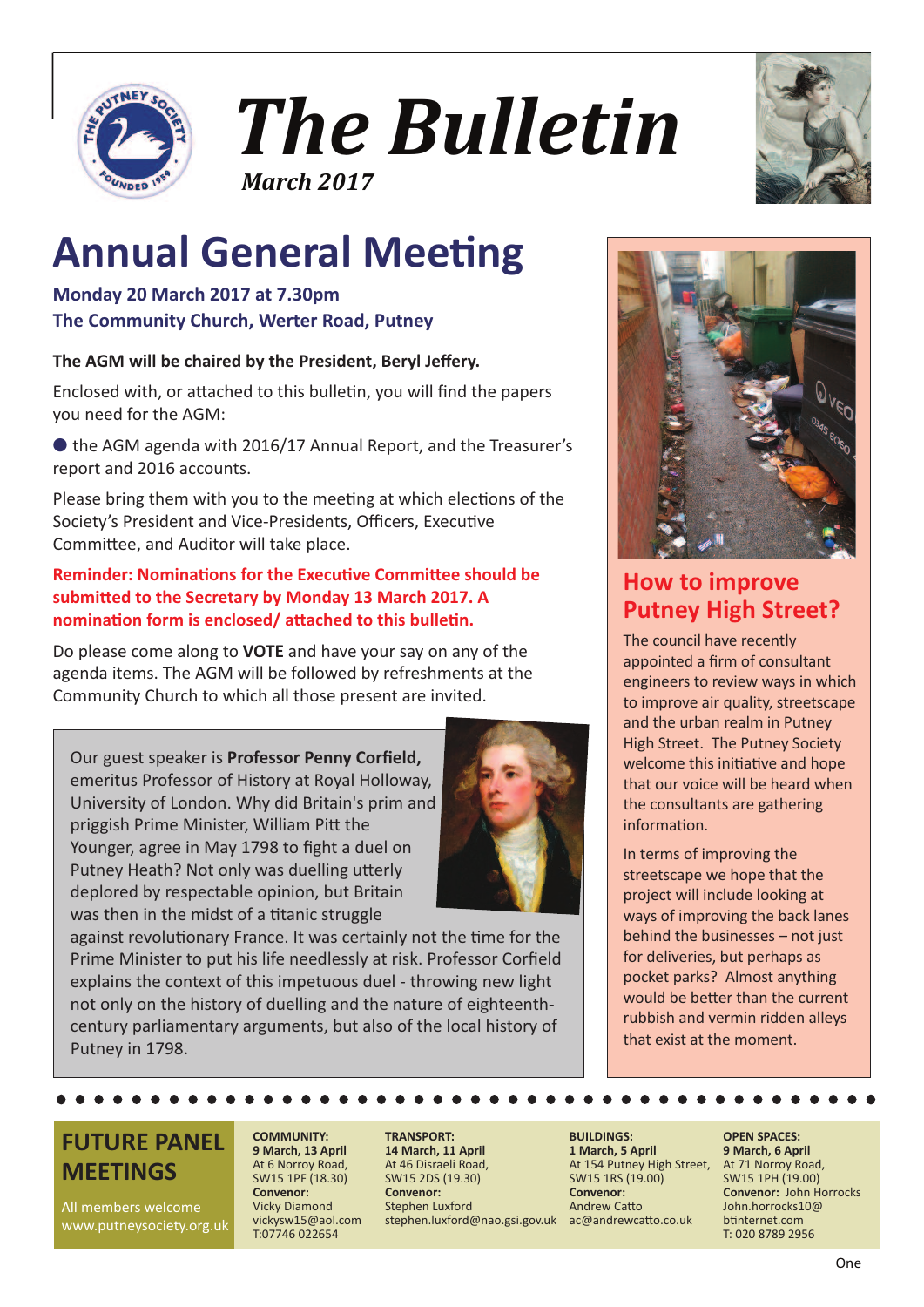# The Bulletin

*March 2017*

## Annual General Meeting

**Monday 20 March 2017 at 7.30pm**
**The Community Church, Werter Road, Putney**

**The AGM will be chaired by the President, Beryl Jeffery.**

Enclosed with, or attached to this bulletin, you will find the papers you need for the AGM:

- the AGM agenda with 2016/17 Annual Report, and the Treasurer's report and 2016 accounts.

Please bring them with you to the meeting at which elections of the Society's President and Vice-Presidents, Officers, Executive Committee, and Auditor will take place.

**Reminder: Nominations for the Executive Committee should be submitted to the Secretary by Monday 13 March 2017. A nomination form is enclosed/ attached to this bulletin.**

Do please come along to **VOTE** and have your say on any of the agenda items. The AGM will be followed by refreshments at the Community Church to which all those present are invited.

Our guest speaker is **Professor Penny Corfield,** emeritus Professor of History at Royal Holloway, University of London. Why did Britain's prim and priggish Prime Minister, William Pitt the Younger, agree in May 1798 to fight a duel on Putney Heath? Not only was duelling utterly deplored by respectable opinion, but Britain was then in the midst of a titanic struggle against revolutionary France. It was certainly not the time for the Prime Minister to put his life needlessly at risk. Professor Corfield explains the context of this impetuous duel - throwing new light not only on the history of duelling and the nature of eighteenth-century parliamentary arguments, but also of the local history of Putney in 1798.

## How to improve Putney High Street?

The council have recently appointed a firm of consultant engineers to review ways in which to improve air quality, streetscape and the urban realm in Putney High Street. The Putney Society welcome this initiative and hope that our voice will be heard when the consultants are gathering information.

In terms of improving the streetscape we hope that the project will include looking at ways of improving the back lanes behind the businesses – not just for deliveries, but perhaps as pocket parks? Almost anything would be better than the current rubbish and vermin ridden alleys that exist at the moment.

## FUTURE PANEL MEETINGS

All members welcome
www.putneysociety.org.uk

**COMMUNITY:**
**9 March, 13 April**
At 6 Norroy Road, SW15 1PF (18.30)
**Convenor:**
Vicky Diamond
vickysw15@aol.com
T:07746 022654

**TRANSPORT:**
**14 March, 11 April**
At 46 Disraeli Road, SW15 2DS (19.30)
**Convenor:**
Stephen Luxford
stephen.luxford@nao.gsi.gov.uk

**BUILDINGS:**
**1 March, 5 April**
At 154 Putney High Street, SW15 1RS (19.00)
**Convenor:**
Andrew Catto
ac@andrewcatto.co.uk

**OPEN SPACES:**
**9 March, 6 April**
At 71 Norroy Road, SW15 1PH (19.00)
**Convenor:** John Horrocks
John.horrocks10@btinternet.com
T: 020 8789 2956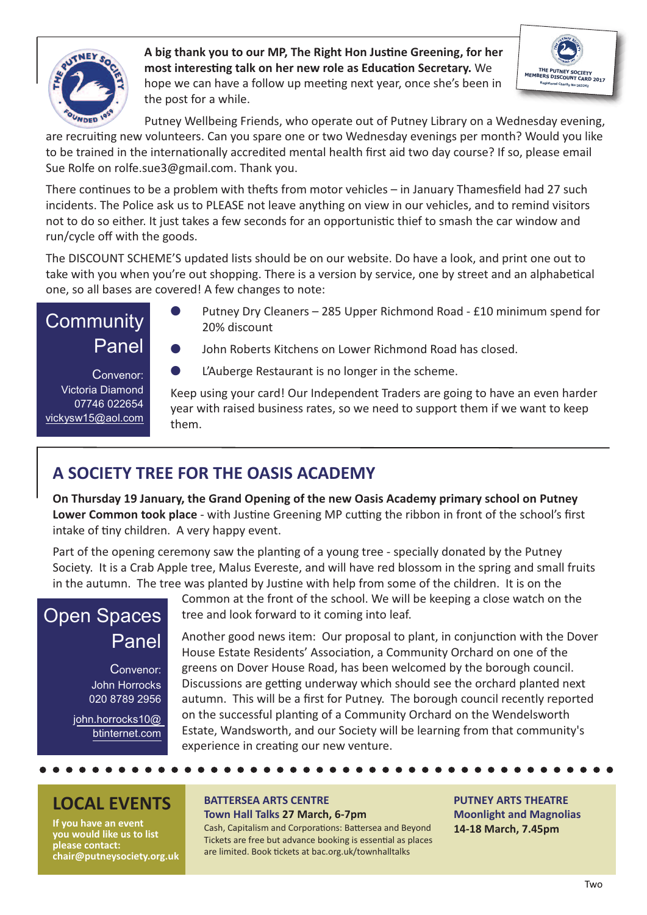**A big thank you to our MP, The Right Hon Justine Greening, for her most interesting talk on her new role as Education Secretary.** We hope we can have a follow up meeting next year, once she's been in the post for a while.

Putney Wellbeing Friends, who operate out of Putney Library on a Wednesday evening, are recruiting new volunteers. Can you spare one or two Wednesday evenings per month? Would you like to be trained in the internationally accredited mental health first aid two day course? If so, please email Sue Rolfe on rolfe.sue3@gmail.com. Thank you.

There continues to be a problem with thefts from motor vehicles – in January Thamesfield had 27 such incidents. The Police ask us to PLEASE not leave anything on view in our vehicles, and to remind visitors not to do so either. It just takes a few seconds for an opportunistic thief to smash the car window and run/cycle off with the goods.

The DISCOUNT SCHEME'S updated lists should be on our website. Do have a look, and print one out to take with you when you're out shopping. There is a version by service, one by street and an alphabetical one, so all bases are covered! A few changes to note:

## Community Panel

Convenor:
Victoria Diamond
07746 022654
vickysw15@aol.com

- Putney Dry Cleaners – 285 Upper Richmond Road - £10 minimum spend for 20% discount
- John Roberts Kitchens on Lower Richmond Road has closed.
- L'Auberge Restaurant is no longer in the scheme.

Keep using your card! Our Independent Traders are going to have an even harder year with raised business rates, so we need to support them if we want to keep them.

## A SOCIETY TREE FOR THE OASIS ACADEMY

**On Thursday 19 January, the Grand Opening of the new Oasis Academy primary school on Putney Lower Common took place** - with Justine Greening MP cutting the ribbon in front of the school's first intake of tiny children. A very happy event.

Part of the opening ceremony saw the planting of a young tree - specially donated by the Putney Society. It is a Crab Apple tree, Malus Evereste, and will have red blossom in the spring and small fruits in the autumn. The tree was planted by Justine with help from some of the children. It is on the Common at the front of the school. We will be keeping a close watch on the tree and look forward to it coming into leaf.

## Open Spaces Panel

Convenor:
John Horrocks
020 8789 2956
john.horrocks10@btinternet.com

Another good news item: Our proposal to plant, in conjunction with the Dover House Estate Residents' Association, a Community Orchard on one of the greens on Dover House Road, has been welcomed by the borough council. Discussions are getting underway which should see the orchard planted next autumn. This will be a first for Putney. The borough council recently reported on the successful planting of a Community Orchard on the Wendelsworth Estate, Wandsworth, and our Society will be learning from that community's experience in creating our new venture.

## LOCAL EVENTS

**If you have an event you would like us to list please contact: chair@putneysociety.org.uk**

**BATTERSEA ARTS CENTRE**
**Town Hall Talks 27 March, 6-7pm**
Cash, Capitalism and Corporations: Battersea and Beyond
Tickets are free but advance booking is essential as places are limited. Book tickets at bac.org.uk/townhalltalks

**PUTNEY ARTS THEATRE**
**Moonlight and Magnolias**
**14-18 March, 7.45pm**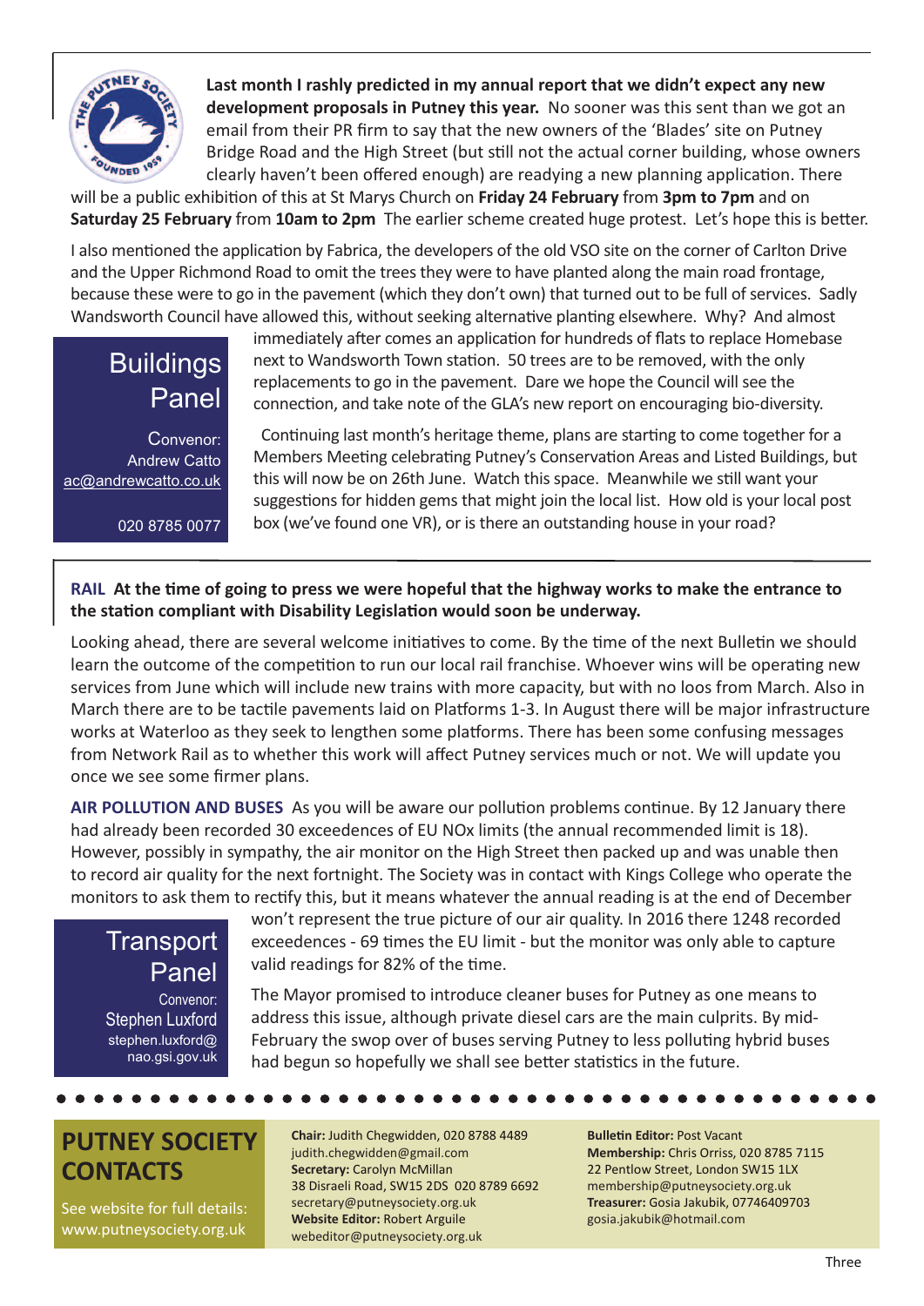**Last month I rashly predicted in my annual report that we didn't expect any new development proposals in Putney this year.** No sooner was this sent than we got an email from their PR firm to say that the new owners of the 'Blades' site on Putney Bridge Road and the High Street (but still not the actual corner building, whose owners clearly haven't been offered enough) are readying a new planning application. There will be a public exhibition of this at St Marys Church on **Friday 24 February** from **3pm to 7pm** and on **Saturday 25 February** from **10am to 2pm** The earlier scheme created huge protest. Let's hope this is better.

I also mentioned the application by Fabrica, the developers of the old VSO site on the corner of Carlton Drive and the Upper Richmond Road to omit the trees they were to have planted along the main road frontage, because these were to go in the pavement (which they don't own) that turned out to be full of services. Sadly Wandsworth Council have allowed this, without seeking alternative planting elsewhere. Why? And almost immediately after comes an application for hundreds of flats to replace Homebase next to Wandsworth Town station. 50 trees are to be removed, with the only replacements to go in the pavement. Dare we hope the Council will see the connection, and take note of the GLA's new report on encouraging bio-diversity.

Continuing last month's heritage theme, plans are starting to come together for a Members Meeting celebrating Putney's Conservation Areas and Listed Buildings, but this will now be on 26th June. Watch this space. Meanwhile we still want your suggestions for hidden gems that might join the local list. How old is your local post box (we've found one VR), or is there an outstanding house in your road?

## Buildings Panel

Convenor:
Andrew Catto
ac@andrewcatto.co.uk

020 8785 0077

**RAIL At the time of going to press we were hopeful that the highway works to make the entrance to the station compliant with Disability Legislation would soon be underway.**

Looking ahead, there are several welcome initiatives to come. By the time of the next Bulletin we should learn the outcome of the competition to run our local rail franchise. Whoever wins will be operating new services from June which will include new trains with more capacity, but with no loos from March. Also in March there are to be tactile pavements laid on Platforms 1-3. In August there will be major infrastructure works at Waterloo as they seek to lengthen some platforms. There has been some confusing messages from Network Rail as to whether this work will affect Putney services much or not. We will update you once we see some firmer plans.

**AIR POLLUTION AND BUSES** As you will be aware our pollution problems continue. By 12 January there had already been recorded 30 exceedences of EU NOx limits (the annual recommended limit is 18). However, possibly in sympathy, the air monitor on the High Street then packed up and was unable then to record air quality for the next fortnight. The Society was in contact with Kings College who operate the monitors to ask them to rectify this, but it means whatever the annual reading is at the end of December won't represent the true picture of our air quality. In 2016 there 1248 recorded exceedences - 69 times the EU limit - but the monitor was only able to capture valid readings for 82% of the time.

The Mayor promised to introduce cleaner buses for Putney as one means to address this issue, although private diesel cars are the main culprits. By mid-February the swop over of buses serving Putney to less polluting hybrid buses had begun so hopefully we shall see better statistics in the future.

## Transport Panel

Convenor:
Stephen Luxford
stephen.luxford@nao.gsi.gov.uk

## PUTNEY SOCIETY CONTACTS

See website for full details: www.putneysociety.org.uk

**Chair:** Judith Chegwidden, 020 8788 4489
judith.chegwidden@gmail.com
**Secretary:** Carolyn McMillan
38 Disraeli Road, SW15 2DS 020 8789 6692
secretary@putneysociety.org.uk
**Website Editor:** Robert Arguile
webeditor@putneysociety.org.uk

**Bulletin Editor:** Post Vacant
**Membership:** Chris Orriss, 020 8785 7115
22 Pentlow Street, London SW15 1LX
membership@putneysociety.org.uk
**Treasurer:** Gosia Jakubik, 07746409703
gosia.jakubik@hotmail.com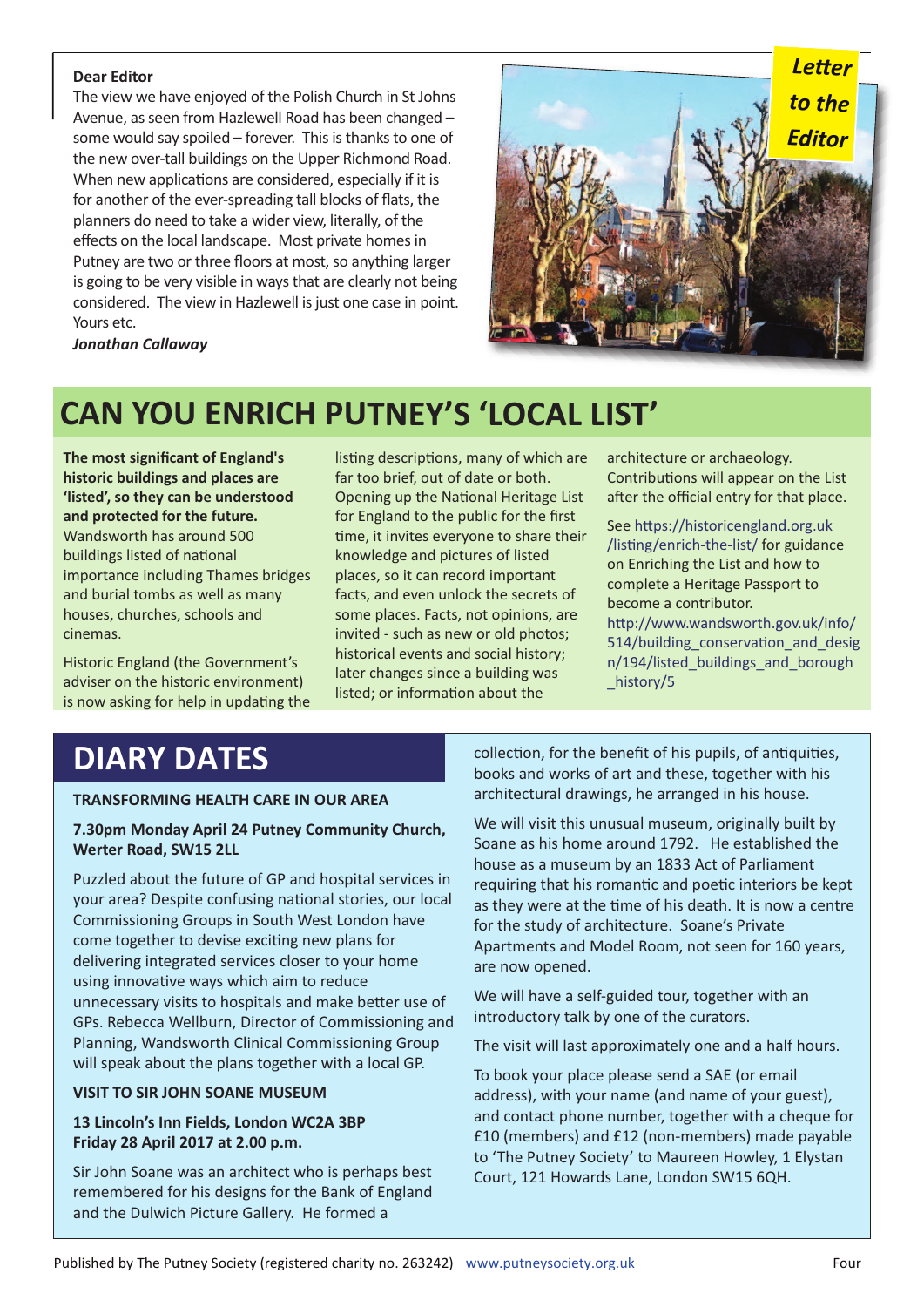## Letter to the Editor

**Dear Editor**

The view we have enjoyed of the Polish Church in St Johns Avenue, as seen from Hazlewell Road has been changed – some would say spoiled – forever. This is thanks to one of the new over-tall buildings on the Upper Richmond Road. When new applications are considered, especially if it is for another of the ever-spreading tall blocks of flats, the planners do need to take a wider view, literally, of the effects on the local landscape. Most private homes in Putney are two or three floors at most, so anything larger is going to be very visible in ways that are clearly not being considered. The view in Hazlewell is just one case in point.

Yours etc.

***Jonathan Callaway***

# CAN YOU ENRICH PUTNEY'S 'LOCAL LIST'

**The most significant of England's historic buildings and places are 'listed', so they can be understood and protected for the future.** Wandsworth has around 500 buildings listed of national importance including Thames bridges and burial tombs as well as many houses, churches, schools and cinemas.

Historic England (the Government's adviser on the historic environment) is now asking for help in updating the listing descriptions, many of which are far too brief, out of date or both. Opening up the National Heritage List for England to the public for the first time, it invites everyone to share their knowledge and pictures of listed places, so it can record important facts, and even unlock the secrets of some places. Facts, not opinions, are invited - such as new or old photos; historical events and social history; later changes since a building was listed; or information about the architecture or archaeology. Contributions will appear on the List after the official entry for that place.

See https://historicengland.org.uk/listing/enrich-the-list/ for guidance on Enriching the List and how to complete a Heritage Passport to become a contributor.

http://www.wandsworth.gov.uk/info/514/building_conservation_and_design/194/listed_buildings_and_borough_history/5

# DIARY DATES

**TRANSFORMING HEALTH CARE IN OUR AREA**

**7.30pm Monday April 24 Putney Community Church, Werter Road, SW15 2LL**

Puzzled about the future of GP and hospital services in your area? Despite confusing national stories, our local Commissioning Groups in South West London have come together to devise exciting new plans for delivering integrated services closer to your home using innovative ways which aim to reduce unnecessary visits to hospitals and make better use of GPs. Rebecca Wellburn, Director of Commissioning and Planning, Wandsworth Clinical Commissioning Group will speak about the plans together with a local GP.

**VISIT TO SIR JOHN SOANE MUSEUM**

**13 Lincoln's Inn Fields, London WC2A 3BP**
**Friday 28 April 2017 at 2.00 p.m.**

Sir John Soane was an architect who is perhaps best remembered for his designs for the Bank of England and the Dulwich Picture Gallery. He formed a collection, for the benefit of his pupils, of antiquities, books and works of art and these, together with his architectural drawings, he arranged in his house.

We will visit this unusual museum, originally built by Soane as his home around 1792. He established the house as a museum by an 1833 Act of Parliament requiring that his romantic and poetic interiors be kept as they were at the time of his death. It is now a centre for the study of architecture. Soane's Private Apartments and Model Room, not seen for 160 years, are now opened.

We will have a self-guided tour, together with an introductory talk by one of the curators.

The visit will last approximately one and a half hours.

To book your place please send a SAE (or email address), with your name (and name of your guest), and contact phone number, together with a cheque for £10 (members) and £12 (non-members) made payable to 'The Putney Society' to Maureen Howley, 1 Elystan Court, 121 Howards Lane, London SW15 6QH.

Published by The Putney Society (registered charity no. 263242) www.putneysociety.org.uk